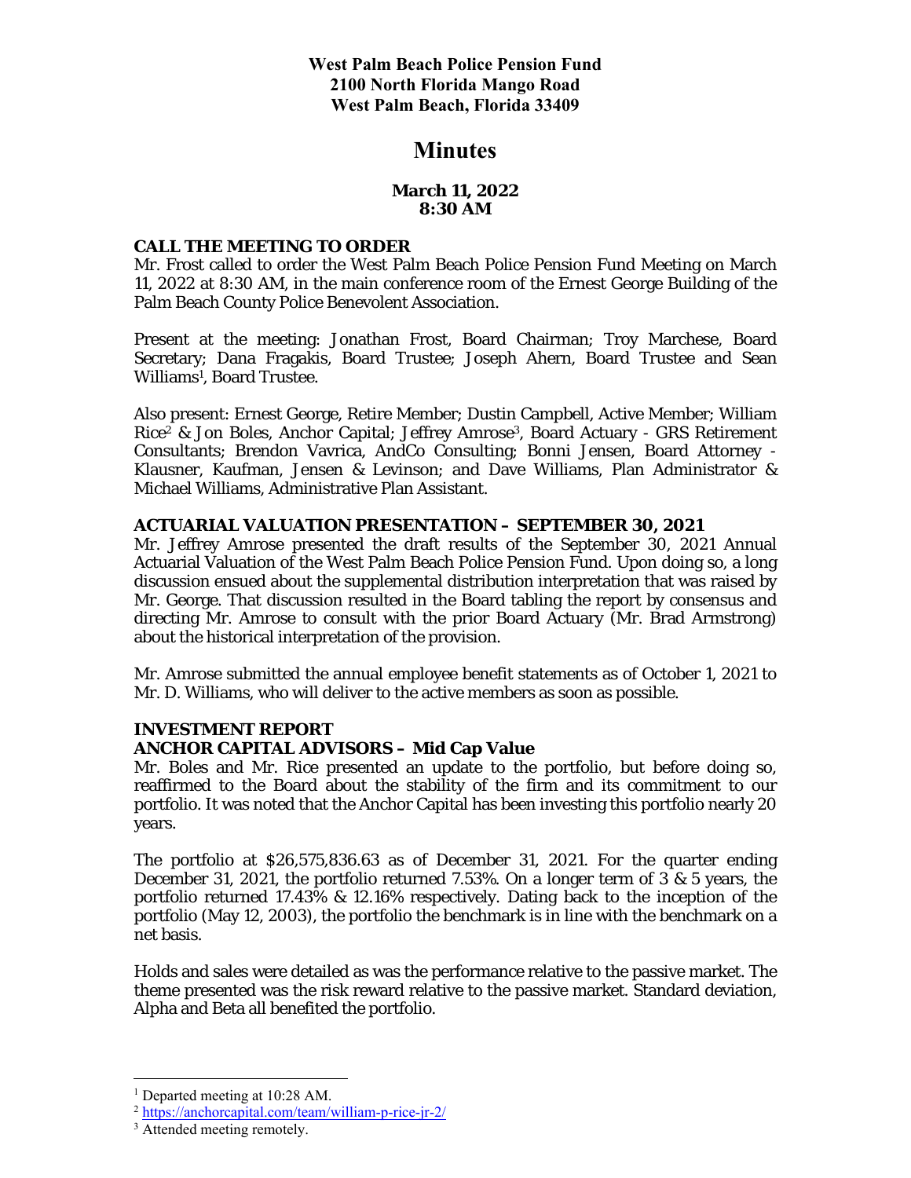**West Palm Beach Police Pension Fund**
**2100 North Florida Mango Road**
**West Palm Beach, Florida 33409**

# Minutes

**March 11, 2022**
**8:30 AM**

## CALL THE MEETING TO ORDER

Mr. Frost called to order the West Palm Beach Police Pension Fund Meeting on March 11, 2022 at 8:30 AM, in the main conference room of the Ernest George Building of the Palm Beach County Police Benevolent Association.

Present at the meeting: Jonathan Frost, Board Chairman; Troy Marchese, Board Secretary; Dana Fragakis, Board Trustee; Joseph Ahern, Board Trustee and Sean Williams[1], Board Trustee.

Also present: Ernest George, Retire Member; Dustin Campbell, Active Member; William Rice[2] & Jon Boles, Anchor Capital; Jeffrey Amrose[3], Board Actuary - GRS Retirement Consultants; Brendon Vavrica, AndCo Consulting; Bonni Jensen, Board Attorney - Klausner, Kaufman, Jensen & Levinson; and Dave Williams, Plan Administrator & Michael Williams, Administrative Plan Assistant.

## ACTUARIAL VALUATION PRESENTATION – SEPTEMBER 30, 2021

Mr. Jeffrey Amrose presented the draft results of the September 30, 2021 Annual Actuarial Valuation of the West Palm Beach Police Pension Fund. Upon doing so, a long discussion ensued about the supplemental distribution interpretation that was raised by Mr. George. That discussion resulted in the Board tabling the report by consensus and directing Mr. Amrose to consult with the prior Board Actuary (Mr. Brad Armstrong) about the historical interpretation of the provision.

Mr. Amrose submitted the annual employee benefit statements as of October 1, 2021 to Mr. D. Williams, who will deliver to the active members as soon as possible.

## INVESTMENT REPORT

### ANCHOR CAPITAL ADVISORS – Mid Cap Value

Mr. Boles and Mr. Rice presented an update to the portfolio, but before doing so, reaffirmed to the Board about the stability of the firm and its commitment to our portfolio. It was noted that the Anchor Capital has been investing this portfolio nearly 20 years.

The portfolio at $26,575,836.63 as of December 31, 2021. For the quarter ending December 31, 2021, the portfolio returned 7.53%. On a longer term of 3 & 5 years, the portfolio returned 17.43% & 12.16% respectively. Dating back to the inception of the portfolio (May 12, 2003), the portfolio the benchmark is in line with the benchmark on a net basis.

Holds and sales were detailed as was the performance relative to the passive market. The theme presented was the risk reward relative to the passive market. Standard deviation, Alpha and Beta all benefited the portfolio.

---

[1] Departed meeting at 10:28 AM.

[2] https://anchorcapital.com/team/william-p-rice-jr-2/

[3] Attended meeting remotely.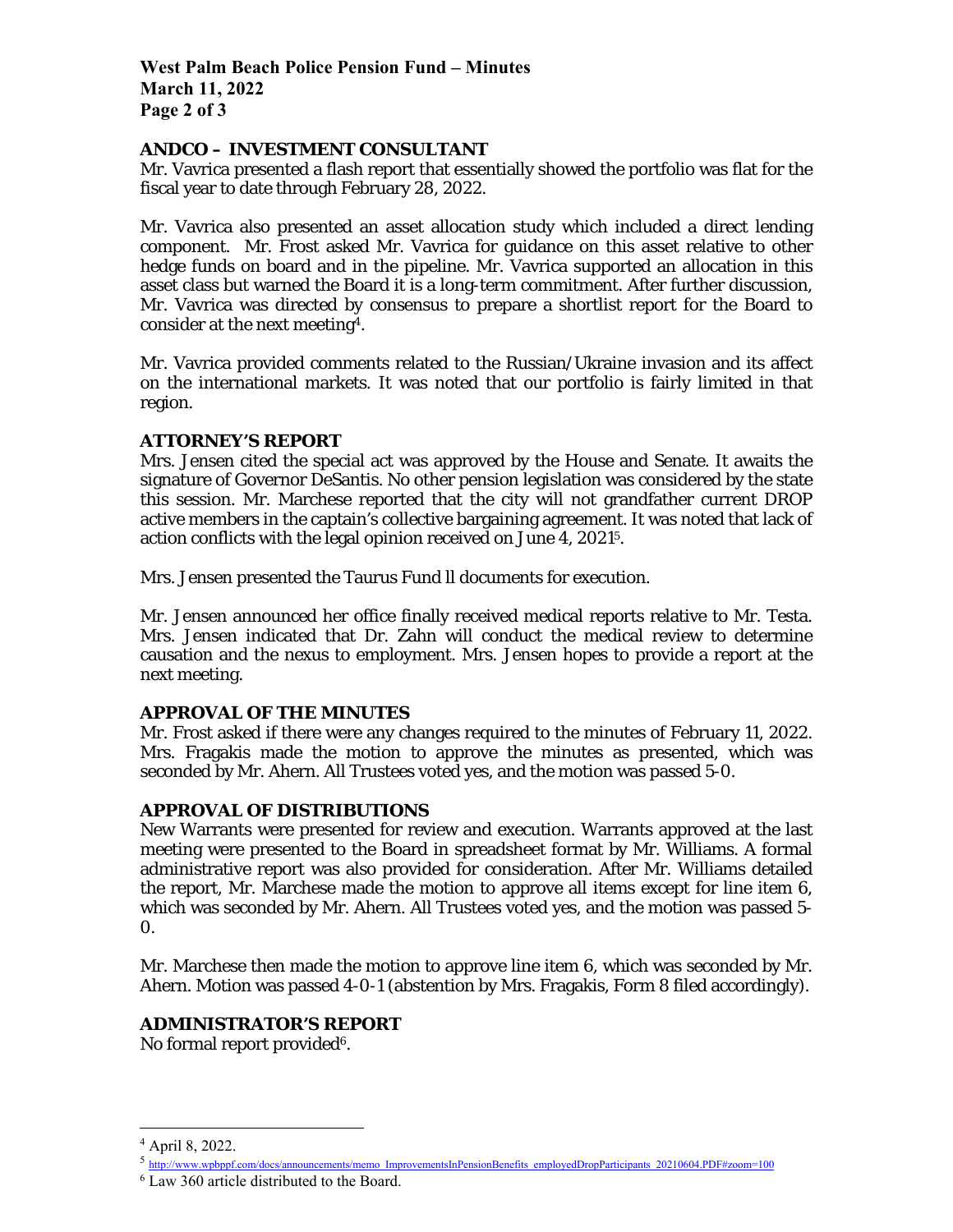## ANDCO – INVESTMENT CONSULTANT

Mr. Vavrica presented a flash report that essentially showed the portfolio was flat for the fiscal year to date through February 28, 2022.

Mr. Vavrica also presented an asset allocation study which included a direct lending component. Mr. Frost asked Mr. Vavrica for guidance on this asset relative to other hedge funds on board and in the pipeline. Mr. Vavrica supported an allocation in this asset class but warned the Board it is a long-term commitment. After further discussion, Mr. Vavrica was directed by consensus to prepare a shortlist report for the Board to consider at the next meeting[4].

Mr. Vavrica provided comments related to the Russian/Ukraine invasion and its affect on the international markets. It was noted that our portfolio is fairly limited in that region.

## ATTORNEY'S REPORT

Mrs. Jensen cited the special act was approved by the House and Senate. It awaits the signature of Governor DeSantis. No other pension legislation was considered by the state this session. Mr. Marchese reported that the city will not grandfather current DROP active members in the captain's collective bargaining agreement. It was noted that lack of action conflicts with the legal opinion received on June 4, 2021[5].

Mrs. Jensen presented the Taurus Fund ll documents for execution.

Mr. Jensen announced her office finally received medical reports relative to Mr. Testa. Mrs. Jensen indicated that Dr. Zahn will conduct the medical review to determine causation and the nexus to employment. Mrs. Jensen hopes to provide a report at the next meeting.

## APPROVAL OF THE MINUTES

Mr. Frost asked if there were any changes required to the minutes of February 11, 2022. Mrs. Fragakis made the motion to approve the minutes as presented, which was seconded by Mr. Ahern. All Trustees voted yes, and the motion was passed 5-0.

## APPROVAL OF DISTRIBUTIONS

New Warrants were presented for review and execution. Warrants approved at the last meeting were presented to the Board in spreadsheet format by Mr. Williams. A formal administrative report was also provided for consideration. After Mr. Williams detailed the report, Mr. Marchese made the motion to approve all items except for line item 6, which was seconded by Mr. Ahern. All Trustees voted yes, and the motion was passed 5-0.

Mr. Marchese then made the motion to approve line item 6, which was seconded by Mr. Ahern. Motion was passed 4-0-1 (abstention by Mrs. Fragakis, Form 8 filed accordingly).

## ADMINISTRATOR'S REPORT

No formal report provided[6].

---

[4] April 8, 2022.

[5] http://www.wpbppf.com/docs/announcements/memo_ImprovementsInPensionBenefits_employedDropParticipants_20210604.PDF#zoom=100

[6] Law 360 article distributed to the Board.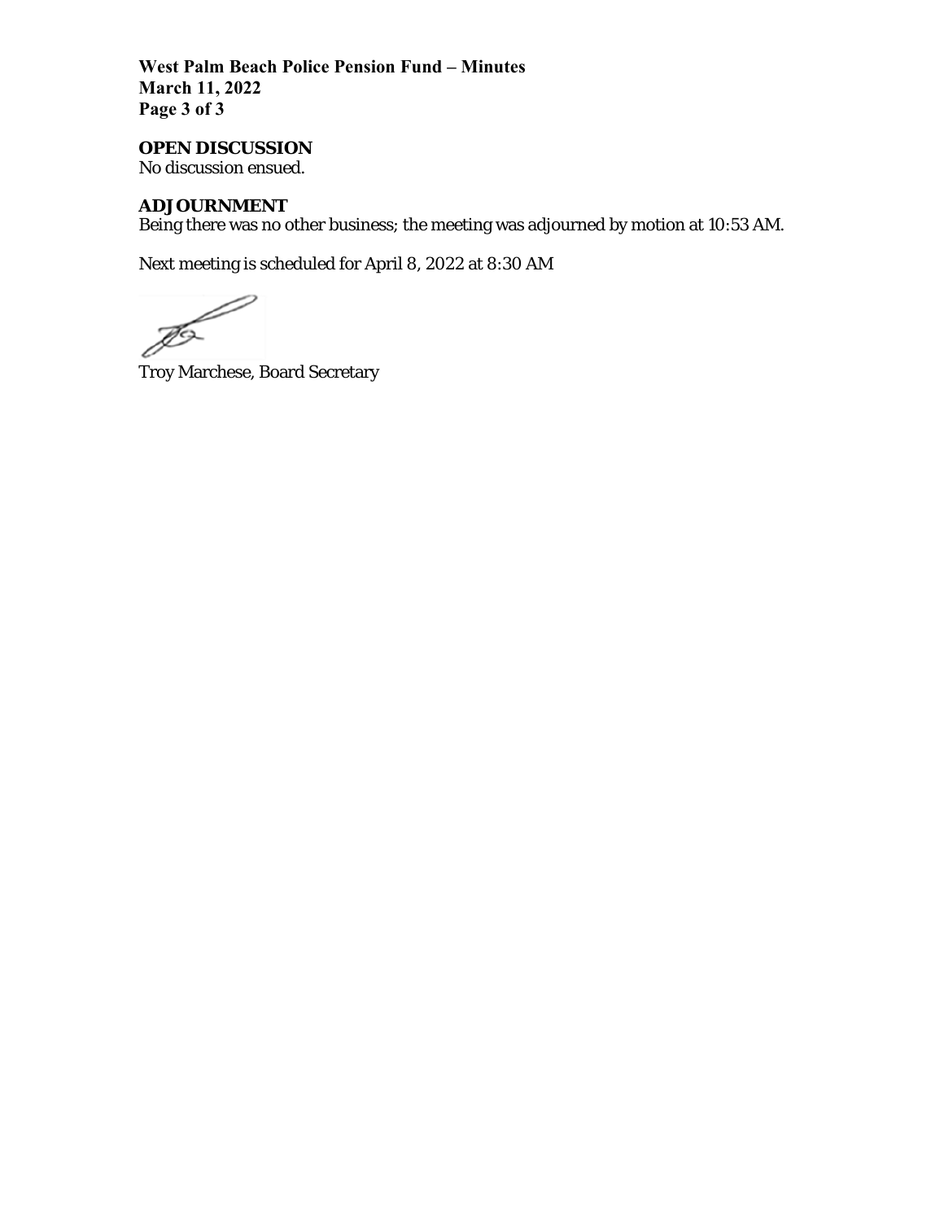**OPEN DISCUSSION**
No discussion ensued.

**ADJOURNMENT**
Being there was no other business; the meeting was adjourned by motion at 10:53 AM.

Next meeting is scheduled for April 8, 2022 at 8:30 AM

Troy Marchese, Board Secretary